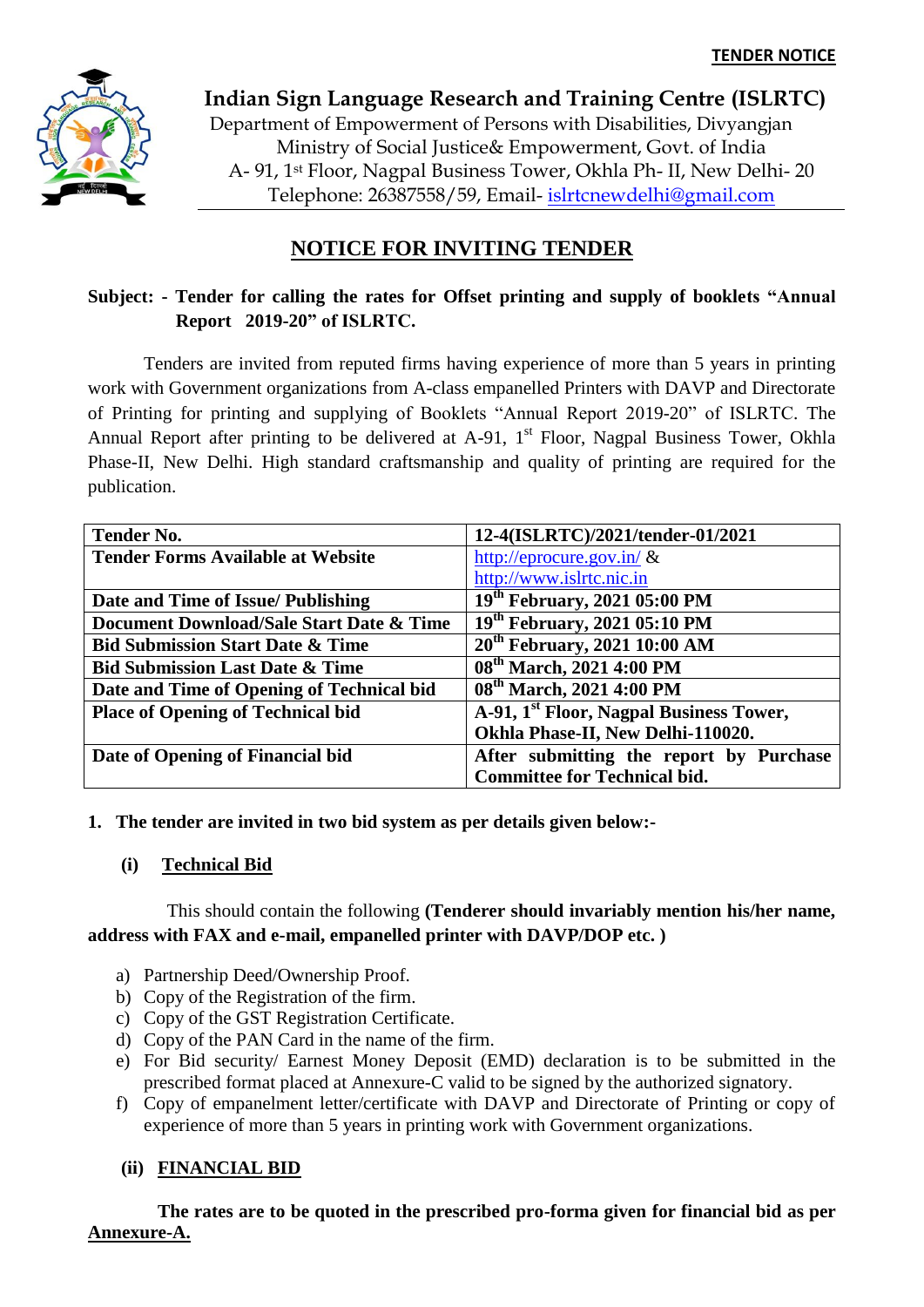**TENDER NOTICE**

# Indian Sign Language Research and Training Centre (ISLRTC)

Department of Empowerment of Persons with Disabilities, Divyangjan
Ministry of Social Justice& Empowerment, Govt. of India
A- 91, 1st Floor, Nagpal Business Tower, Okhla Ph- II, New Delhi- 20
Telephone: 26387558/59, Email- islrtcnewdelhi@gmail.com

## NOTICE FOR INVITING TENDER

**Subject: - Tender for calling the rates for Offset printing and supply of booklets "Annual Report 2019-20" of ISLRTC.**

Tenders are invited from reputed firms having experience of more than 5 years in printing work with Government organizations from A-class empanelled Printers with DAVP and Directorate of Printing for printing and supplying of Booklets "Annual Report 2019-20" of ISLRTC. The Annual Report after printing to be delivered at A-91, 1st Floor, Nagpal Business Tower, Okhla Phase-II, New Delhi. High standard craftsmanship and quality of printing are required for the publication.

| **Tender No.** | **12-4(ISLRTC)/2021/tender-01/2021** |
|---|---|
| **Tender Forms Available at Website** | http://eprocure.gov.in/ & http://www.islrtc.nic.in |
| **Date and Time of Issue/ Publishing** | **19th February, 2021 05:00 PM** |
| **Document Download/Sale Start Date & Time** | **19th February, 2021 05:10 PM** |
| **Bid Submission Start Date & Time** | **20th February, 2021 10:00 AM** |
| **Bid Submission Last Date & Time** | **08th March, 2021 4:00 PM** |
| **Date and Time of Opening of Technical bid** | **08th March, 2021 4:00 PM** |
| **Place of Opening of Technical bid** | **A-91, 1st Floor, Nagpal Business Tower, Okhla Phase-II, New Delhi-110020.** |
| **Date of Opening of Financial bid** | **After submitting the report by Purchase Committee for Technical bid.** |

**1. The tender are invited in two bid system as per details given below:-**

**(i) Technical Bid**

This should contain the following **(Tenderer should invariably mention his/her name, address with FAX and e-mail, empanelled printer with DAVP/DOP etc. )**

a) Partnership Deed/Ownership Proof.
b) Copy of the Registration of the firm.
c) Copy of the GST Registration Certificate.
d) Copy of the PAN Card in the name of the firm.
e) For Bid security/ Earnest Money Deposit (EMD) declaration is to be submitted in the prescribed format placed at Annexure-C valid to be signed by the authorized signatory.
f) Copy of empanelment letter/certificate with DAVP and Directorate of Printing or copy of experience of more than 5 years in printing work with Government organizations.

**(ii) FINANCIAL BID**

**The rates are to be quoted in the prescribed pro-forma given for financial bid as per Annexure-A.**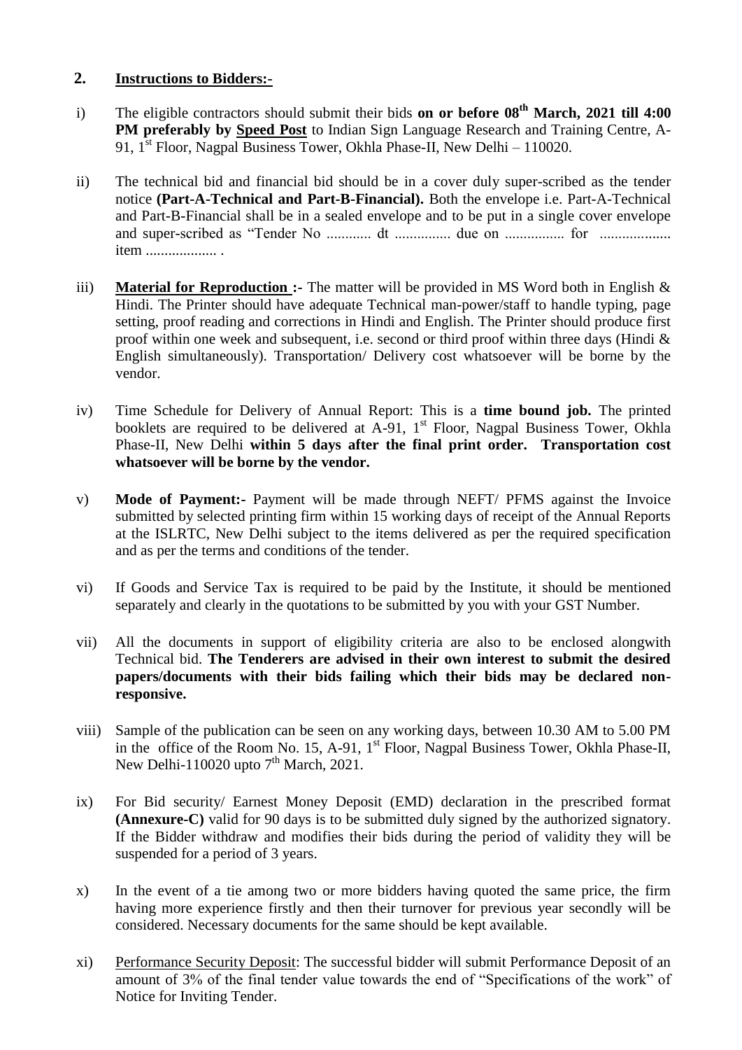## 2. **Instructions to Bidders:-**

i) The eligible contractors should submit their bids **on or before 08th March, 2021 till 4:00 PM preferably by Speed Post** to Indian Sign Language Research and Training Centre, A-91, 1st Floor, Nagpal Business Tower, Okhla Phase-II, New Delhi – 110020.

ii) The technical bid and financial bid should be in a cover duly super-scribed as the tender notice **(Part-A-Technical and Part-B-Financial).** Both the envelope i.e. Part-A-Technical and Part-B-Financial shall be in a sealed envelope and to be put in a single cover envelope and super-scribed as "Tender No ............ dt ............... due on ................ for ................... item ................... .

iii) **Material for Reproduction :-** The matter will be provided in MS Word both in English & Hindi. The Printer should have adequate Technical man-power/staff to handle typing, page setting, proof reading and corrections in Hindi and English. The Printer should produce first proof within one week and subsequent, i.e. second or third proof within three days (Hindi & English simultaneously). Transportation/ Delivery cost whatsoever will be borne by the vendor.

iv) Time Schedule for Delivery of Annual Report: This is a **time bound job.** The printed booklets are required to be delivered at A-91, 1st Floor, Nagpal Business Tower, Okhla Phase-II, New Delhi **within 5 days after the final print order. Transportation cost whatsoever will be borne by the vendor.**

v) **Mode of Payment:-** Payment will be made through NEFT/ PFMS against the Invoice submitted by selected printing firm within 15 working days of receipt of the Annual Reports at the ISLRTC, New Delhi subject to the items delivered as per the required specification and as per the terms and conditions of the tender.

vi) If Goods and Service Tax is required to be paid by the Institute, it should be mentioned separately and clearly in the quotations to be submitted by you with your GST Number.

vii) All the documents in support of eligibility criteria are also to be enclosed alongwith Technical bid. **The Tenderers are advised in their own interest to submit the desired papers/documents with their bids failing which their bids may be declared non-responsive.**

viii) Sample of the publication can be seen on any working days, between 10.30 AM to 5.00 PM in the office of the Room No. 15, A-91, 1st Floor, Nagpal Business Tower, Okhla Phase-II, New Delhi-110020 upto 7th March, 2021.

ix) For Bid security/ Earnest Money Deposit (EMD) declaration in the prescribed format **(Annexure-C)** valid for 90 days is to be submitted duly signed by the authorized signatory. If the Bidder withdraw and modifies their bids during the period of validity they will be suspended for a period of 3 years.

x) In the event of a tie among two or more bidders having quoted the same price, the firm having more experience firstly and then their turnover for previous year secondly will be considered. Necessary documents for the same should be kept available.

xi) Performance Security Deposit: The successful bidder will submit Performance Deposit of an amount of 3% of the final tender value towards the end of "Specifications of the work" of Notice for Inviting Tender.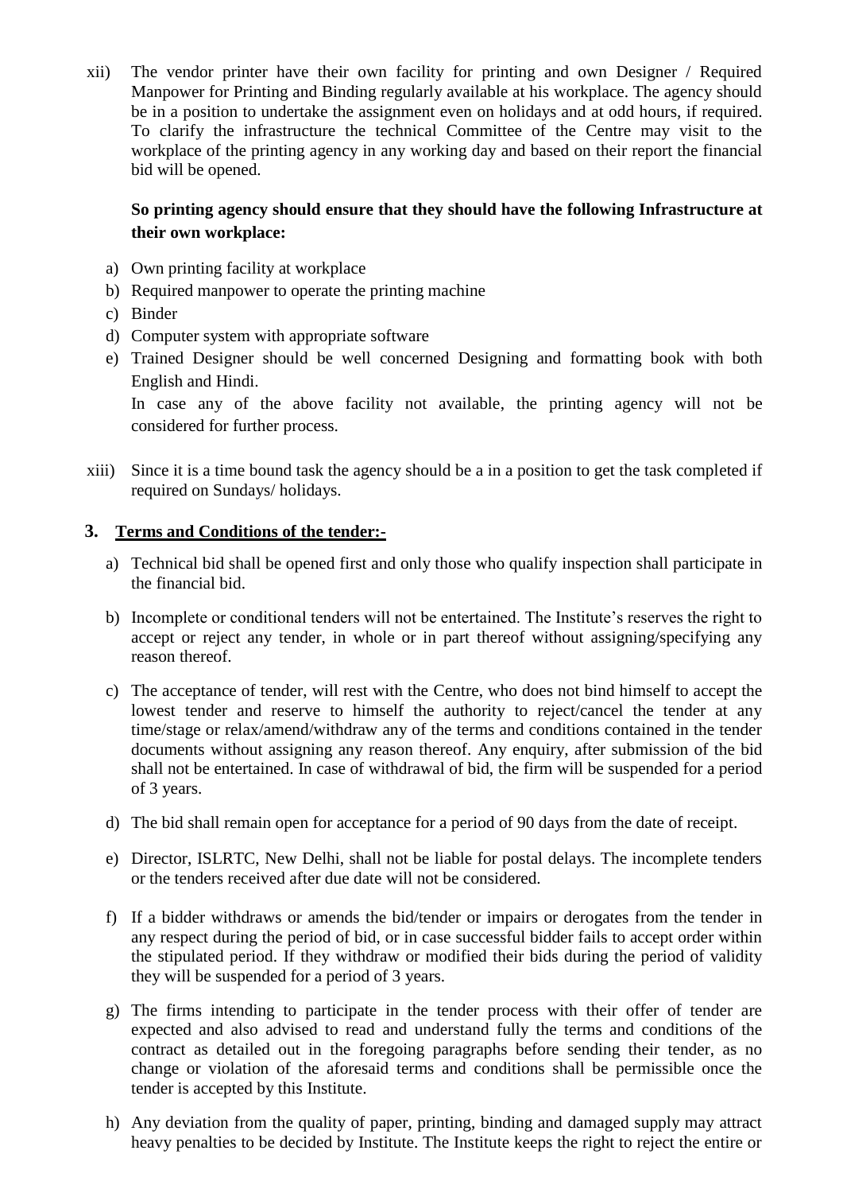xii) The vendor printer have their own facility for printing and own Designer / Required Manpower for Printing and Binding regularly available at his workplace. The agency should be in a position to undertake the assignment even on holidays and at odd hours, if required. To clarify the infrastructure the technical Committee of the Centre may visit to the workplace of the printing agency in any working day and based on their report the financial bid will be opened.

**So printing agency should ensure that they should have the following Infrastructure at their own workplace:**

a) Own printing facility at workplace
b) Required manpower to operate the printing machine
c) Binder
d) Computer system with appropriate software
e) Trained Designer should be well concerned Designing and formatting book with both English and Hindi.

In case any of the above facility not available, the printing agency will not be considered for further process.

xiii) Since it is a time bound task the agency should be a in a position to get the task completed if required on Sundays/ holidays.

## 3. Terms and Conditions of the tender:-

a) Technical bid shall be opened first and only those who qualify inspection shall participate in the financial bid.

b) Incomplete or conditional tenders will not be entertained. The Institute's reserves the right to accept or reject any tender, in whole or in part thereof without assigning/specifying any reason thereof.

c) The acceptance of tender, will rest with the Centre, who does not bind himself to accept the lowest tender and reserve to himself the authority to reject/cancel the tender at any time/stage or relax/amend/withdraw any of the terms and conditions contained in the tender documents without assigning any reason thereof. Any enquiry, after submission of the bid shall not be entertained. In case of withdrawal of bid, the firm will be suspended for a period of 3 years.

d) The bid shall remain open for acceptance for a period of 90 days from the date of receipt.

e) Director, ISLRTC, New Delhi, shall not be liable for postal delays. The incomplete tenders or the tenders received after due date will not be considered.

f) If a bidder withdraws or amends the bid/tender or impairs or derogates from the tender in any respect during the period of bid, or in case successful bidder fails to accept order within the stipulated period. If they withdraw or modified their bids during the period of validity they will be suspended for a period of 3 years.

g) The firms intending to participate in the tender process with their offer of tender are expected and also advised to read and understand fully the terms and conditions of the contract as detailed out in the foregoing paragraphs before sending their tender, as no change or violation of the aforesaid terms and conditions shall be permissible once the tender is accepted by this Institute.

h) Any deviation from the quality of paper, printing, binding and damaged supply may attract heavy penalties to be decided by Institute. The Institute keeps the right to reject the entire or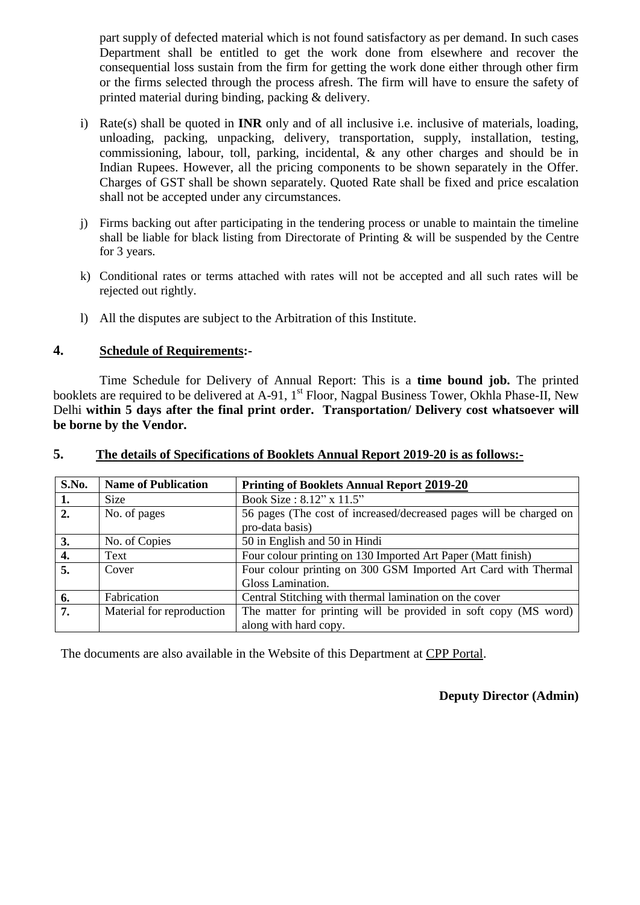part supply of defected material which is not found satisfactory as per demand. In such cases Department shall be entitled to get the work done from elsewhere and recover the consequential loss sustain from the firm for getting the work done either through other firm or the firms selected through the process afresh. The firm will have to ensure the safety of printed material during binding, packing & delivery.

i) Rate(s) shall be quoted in **INR** only and of all inclusive i.e. inclusive of materials, loading, unloading, packing, unpacking, delivery, transportation, supply, installation, testing, commissioning, labour, toll, parking, incidental, & any other charges and should be in Indian Rupees. However, all the pricing components to be shown separately in the Offer. Charges of GST shall be shown separately. Quoted Rate shall be fixed and price escalation shall not be accepted under any circumstances.

j) Firms backing out after participating in the tendering process or unable to maintain the timeline shall be liable for black listing from Directorate of Printing & will be suspended by the Centre for 3 years.

k) Conditional rates or terms attached with rates will not be accepted and all such rates will be rejected out rightly.

l) All the disputes are subject to the Arbitration of this Institute.

## 4. Schedule of Requirements:-

Time Schedule for Delivery of Annual Report: This is a **time bound job.** The printed booklets are required to be delivered at A-91, 1st Floor, Nagpal Business Tower, Okhla Phase-II, New Delhi **within 5 days after the final print order. Transportation/ Delivery cost whatsoever will be borne by the Vendor.**

## 5. The details of Specifications of Booklets Annual Report 2019-20 is as follows:-

| S.No. | Name of Publication | Printing of Booklets Annual Report 2019-20 |
|---|---|---|
| 1. | Size | Book Size : 8.12" x 11.5" |
| 2. | No. of pages | 56 pages (The cost of increased/decreased pages will be charged on pro-data basis) |
| 3. | No. of Copies | 50 in English and 50 in Hindi |
| 4. | Text | Four colour printing on 130 Imported Art Paper (Matt finish) |
| 5. | Cover | Four colour printing on 300 GSM Imported Art Card with Thermal Gloss Lamination. |
| 6. | Fabrication | Central Stitching with thermal lamination on the cover |
| 7. | Material for reproduction | The matter for printing will be provided in soft copy (MS word) along with hard copy. |

The documents are also available in the Website of this Department at CPP Portal.

**Deputy Director (Admin)**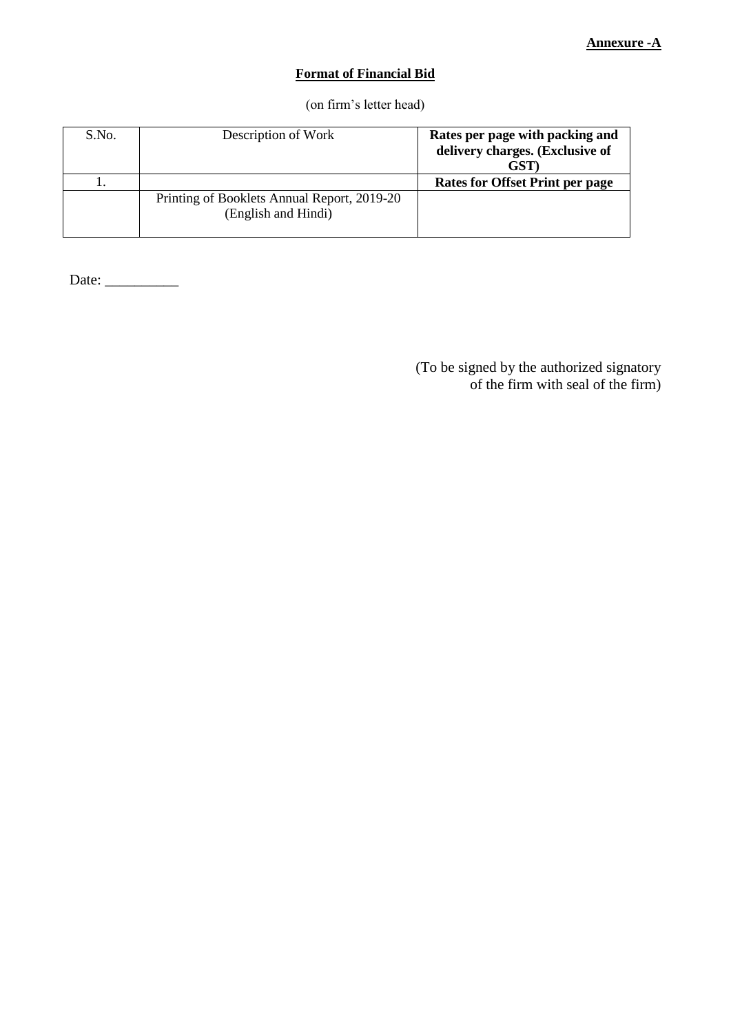**Annexure -A**

**Format of Financial Bid**

(on firm's letter head)

| S.No. | Description of Work | **Rates per page with packing and delivery charges. (Exclusive of GST)** |
|---|---|---|
| 1. | | **Rates for Offset Print per page** |
| | Printing of Booklets Annual Report, 2019-20 (English and Hindi) | |

Date: __________

(To be signed by the authorized signatory of the firm with seal of the firm)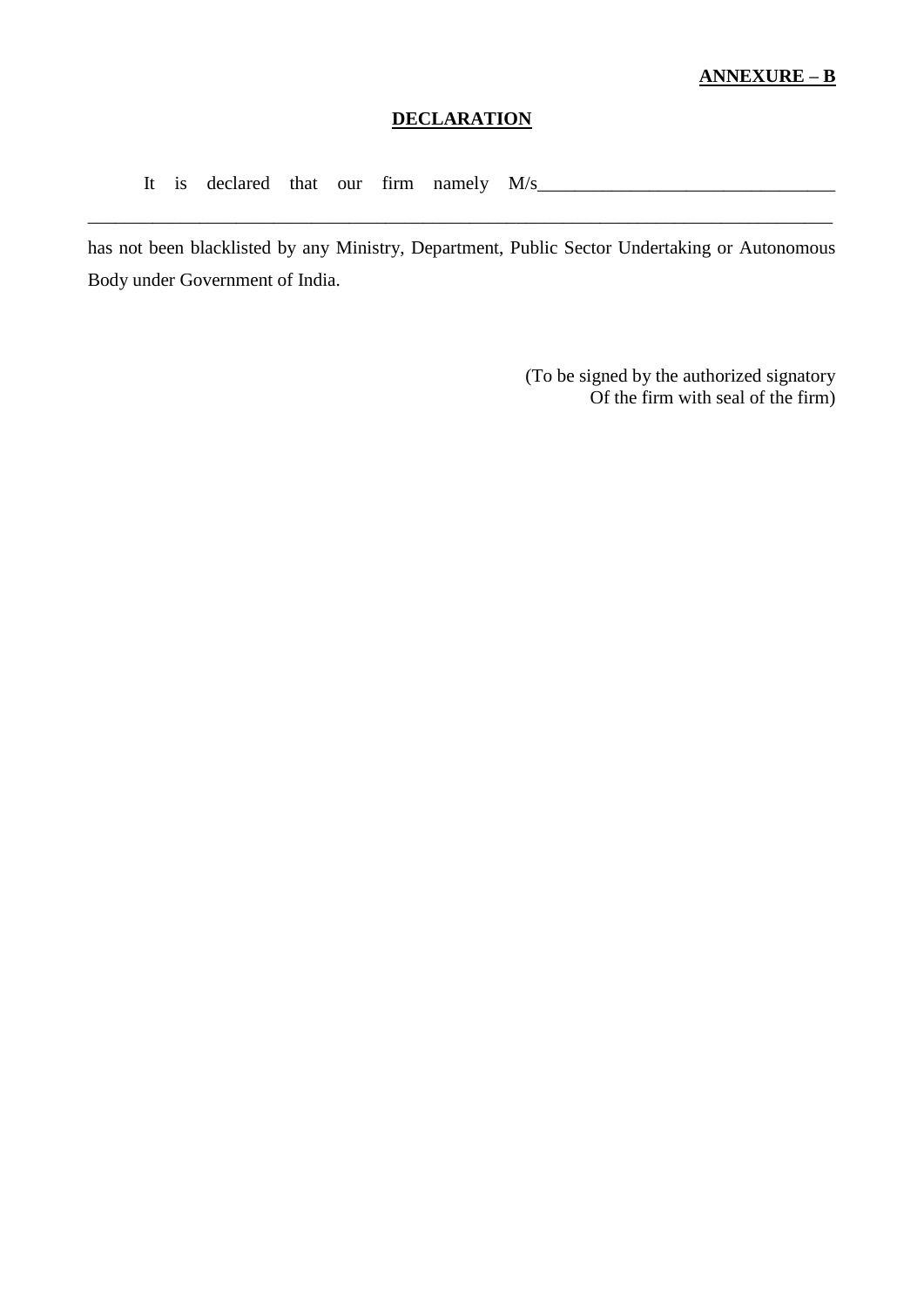**ANNEXURE – B**

**DECLARATION**

It is declared that our firm namely M/s_______________________________
_______________________________________________________________________________
has not been blacklisted by any Ministry, Department, Public Sector Undertaking or Autonomous Body under Government of India.

(To be signed by the authorized signatory
Of the firm with seal of the firm)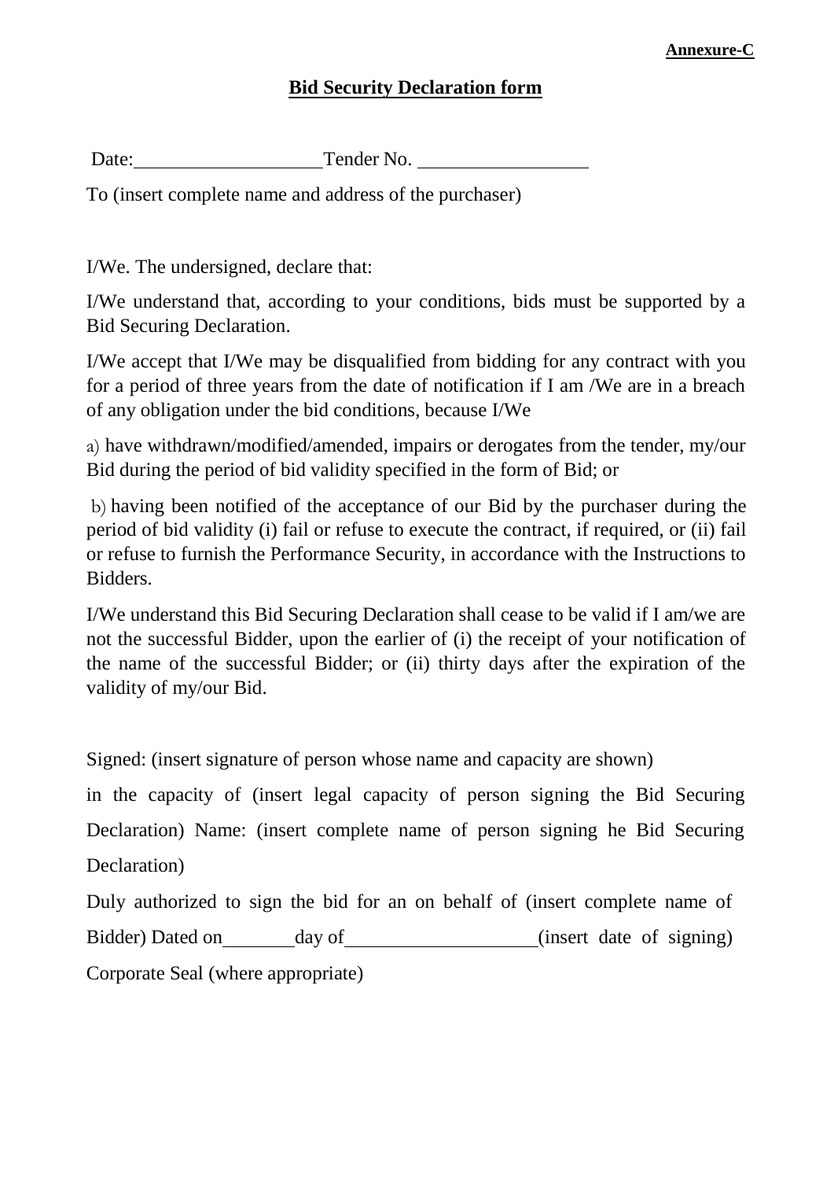**Annexure-C**

## Bid Security Declaration form

Date:\_\_\_\_\_\_\_\_\_\_\_\_\_\_\_\_\_\_\_\_ Tender No. \_\_\_\_\_\_\_\_\_\_\_\_\_\_\_\_\_\_

To (insert complete name and address of the purchaser)

I/We. The undersigned, declare that:

I/We understand that, according to your conditions, bids must be supported by a Bid Securing Declaration.

I/We accept that I/We may be disqualified from bidding for any contract with you for a period of three years from the date of notification if I am /We are in a breach of any obligation under the bid conditions, because I/We

a) have withdrawn/modified/amended, impairs or derogates from the tender, my/our Bid during the period of bid validity specified in the form of Bid; or

b) having been notified of the acceptance of our Bid by the purchaser during the period of bid validity (i) fail or refuse to execute the contract, if required, or (ii) fail or refuse to furnish the Performance Security, in accordance with the Instructions to Bidders.

I/We understand this Bid Securing Declaration shall cease to be valid if I am/we are not the successful Bidder, upon the earlier of (i) the receipt of your notification of the name of the successful Bidder; or (ii) thirty days after the expiration of the validity of my/our Bid.

Signed: (insert signature of person whose name and capacity are shown)

in the capacity of (insert legal capacity of person signing the Bid Securing Declaration) Name: (insert complete name of person signing he Bid Securing Declaration)

Duly authorized to sign the bid for an on behalf of (insert complete name of Bidder) Dated on\_\_\_\_\_\_\_\_day of\_\_\_\_\_\_\_\_\_\_\_\_\_\_\_\_\_\_\_\_(insert date of signing)

Corporate Seal (where appropriate)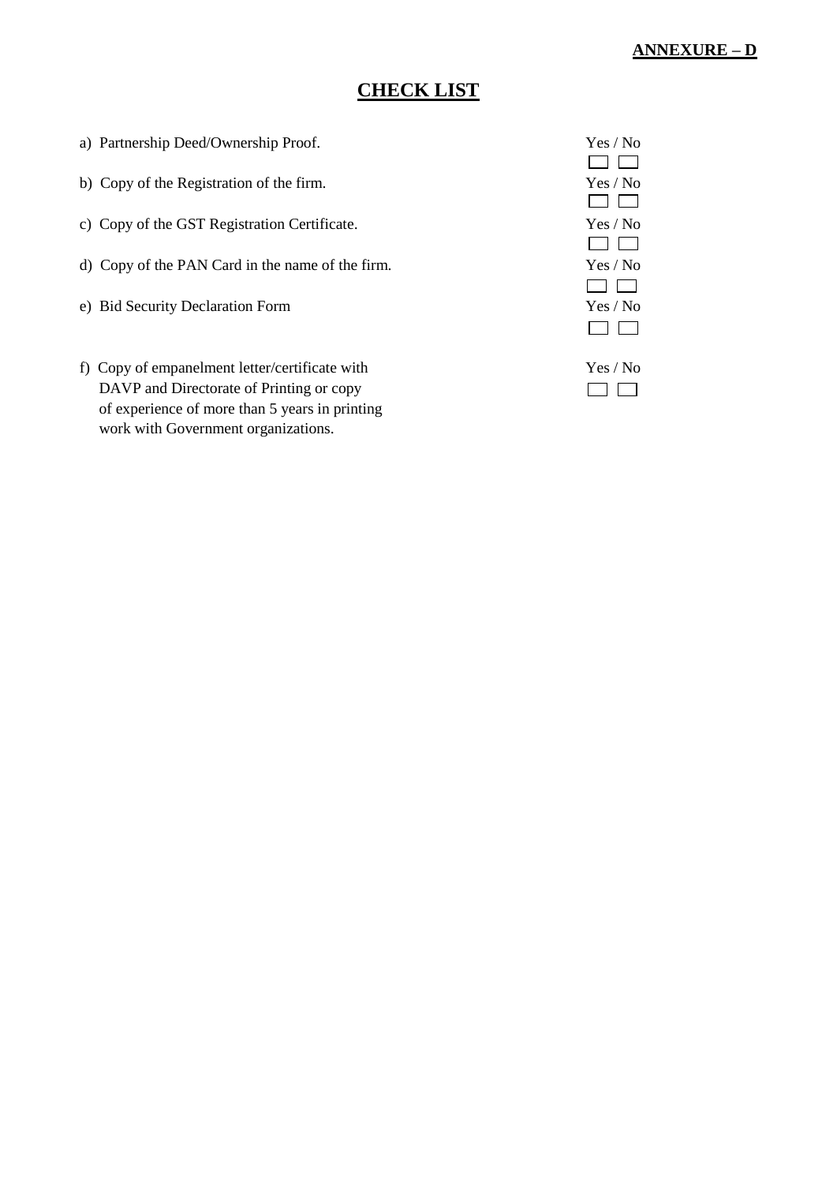**ANNEXURE – D**

# CHECK LIST

| | |
|---|---|
| a) Partnership Deed/Ownership Proof. | Yes / No ☐ ☐ |
| b) Copy of the Registration of the firm. | Yes / No ☐ ☐ |
| c) Copy of the GST Registration Certificate. | Yes / No ☐ ☐ |
| d) Copy of the PAN Card in the name of the firm. | Yes / No ☐ ☐ |
| e) Bid Security Declaration Form | Yes / No ☐ ☐ |
| f) Copy of empanelment letter/certificate with DAVP and Directorate of Printing or copy of experience of more than 5 years in printing work with Government organizations. | Yes / No ☐ ☐ |